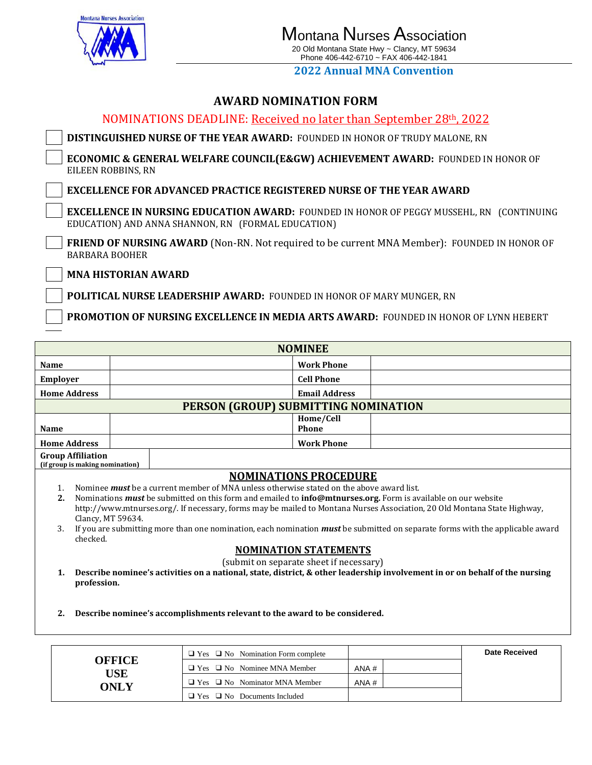Montana Nurses Association
20 Old Montana State Hwy ~ Clancy, MT 59634
Phone 406-442-6710 ~ FAX 406-442-1841

**2022 Annual MNA Convention**

# AWARD NOMINATION FORM

NOMINATIONS DEADLINE: Received no later than September 28th, 2022

- ☐ **DISTINGUISHED NURSE OF THE YEAR AWARD:** FOUNDED IN HONOR OF TRUDY MALONE, RN
- ☐ **ECONOMIC & GENERAL WELFARE COUNCIL(E&GW) ACHIEVEMENT AWARD:** FOUNDED IN HONOR OF EILEEN ROBBINS, RN
- ☐ **EXCELLENCE FOR ADVANCED PRACTICE REGISTERED NURSE OF THE YEAR AWARD**
- ☐ **EXCELLENCE IN NURSING EDUCATION AWARD:** FOUNDED IN HONOR OF PEGGY MUSSEHL, RN (CONTINUING EDUCATION) AND ANNA SHANNON, RN (FORMAL EDUCATION)
- ☐ **FRIEND OF NURSING AWARD** (Non-RN. Not required to be current MNA Member): FOUNDED IN HONOR OF BARBARA BOOHER
- ☐ **MNA HISTORIAN AWARD**
- ☐ **POLITICAL NURSE LEADERSHIP AWARD:** FOUNDED IN HONOR OF MARY MUNGER, RN
- ☐ **PROMOTION OF NURSING EXCELLENCE IN MEDIA ARTS AWARD:** FOUNDED IN HONOR OF LYNN HEBERT

| **NOMINEE** | | | |
|---|---|---|---|
| **Name** | | **Work Phone** | |
| **Employer** | | **Cell Phone** | |
| **Home Address** | | **Email Address** | |
| **PERSON (GROUP) SUBMITTING NOMINATION** | | | |
| **Name** | | **Home/Cell Phone** | |
| **Home Address** | | **Work Phone** | |
| **Group Affiliation** (if group is making nomination) | | | |

## NOMINATIONS PROCEDURE

1. Nominee ***must*** be a current member of MNA unless otherwise stated on the above award list.
2. Nominations ***must*** be submitted on this form and emailed to **info@mtnurses.org.** Form is available on our website http://www.mtnurses.org/. If necessary, forms may be mailed to Montana Nurses Association, 20 Old Montana State Highway, Clancy, MT 59634.
3. If you are submitting more than one nomination, each nomination ***must*** be submitted on separate forms with the applicable award checked.

## NOMINATION STATEMENTS

(submit on separate sheet if necessary)

1. **Describe nominee's activities on a national, state, district, & other leadership involvement in or on behalf of the nursing profession.**

2. **Describe nominee's accomplishments relevant to the award to be considered.**

| **OFFICE USE ONLY** | ❑ Yes ❑ No Nomination Form complete | | | **Date Received** |
|---|---|---|---|---|
| | ❑ Yes ❑ No Nominee MNA Member | ANA # | | |
| | ❑ Yes ❑ No Nominator MNA Member | ANA # | | |
| | ❑ Yes ❑ No Documents Included | | | |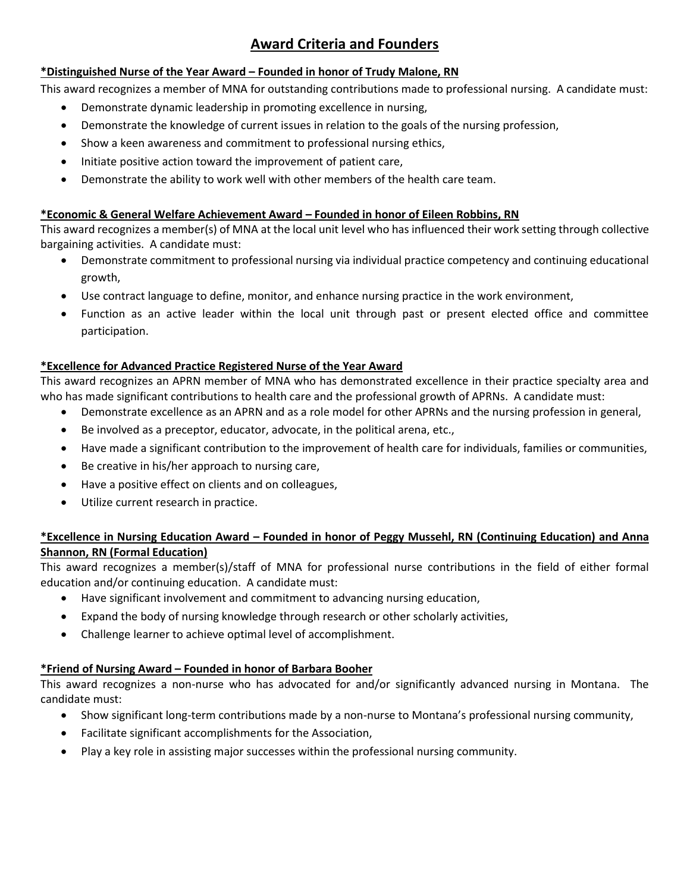# Award Criteria and Founders

**\*Distinguished Nurse of the Year Award – Founded in honor of Trudy Malone, RN**

This award recognizes a member of MNA for outstanding contributions made to professional nursing. A candidate must:

- Demonstrate dynamic leadership in promoting excellence in nursing,
- Demonstrate the knowledge of current issues in relation to the goals of the nursing profession,
- Show a keen awareness and commitment to professional nursing ethics,
- Initiate positive action toward the improvement of patient care,
- Demonstrate the ability to work well with other members of the health care team.

**\*Economic & General Welfare Achievement Award – Founded in honor of Eileen Robbins, RN**

This award recognizes a member(s) of MNA at the local unit level who has influenced their work setting through collective bargaining activities. A candidate must:

- Demonstrate commitment to professional nursing via individual practice competency and continuing educational growth,
- Use contract language to define, monitor, and enhance nursing practice in the work environment,
- Function as an active leader within the local unit through past or present elected office and committee participation.

**\*Excellence for Advanced Practice Registered Nurse of the Year Award**

This award recognizes an APRN member of MNA who has demonstrated excellence in their practice specialty area and who has made significant contributions to health care and the professional growth of APRNs. A candidate must:

- Demonstrate excellence as an APRN and as a role model for other APRNs and the nursing profession in general,
- Be involved as a preceptor, educator, advocate, in the political arena, etc.,
- Have made a significant contribution to the improvement of health care for individuals, families or communities,
- Be creative in his/her approach to nursing care,
- Have a positive effect on clients and on colleagues,
- Utilize current research in practice.

**\*Excellence in Nursing Education Award – Founded in honor of Peggy Mussehl, RN (Continuing Education) and Anna Shannon, RN (Formal Education)**

This award recognizes a member(s)/staff of MNA for professional nurse contributions in the field of either formal education and/or continuing education. A candidate must:

- Have significant involvement and commitment to advancing nursing education,
- Expand the body of nursing knowledge through research or other scholarly activities,
- Challenge learner to achieve optimal level of accomplishment.

**\*Friend of Nursing Award – Founded in honor of Barbara Booher**

This award recognizes a non-nurse who has advocated for and/or significantly advanced nursing in Montana. The candidate must:

- Show significant long-term contributions made by a non-nurse to Montana's professional nursing community,
- Facilitate significant accomplishments for the Association,
- Play a key role in assisting major successes within the professional nursing community.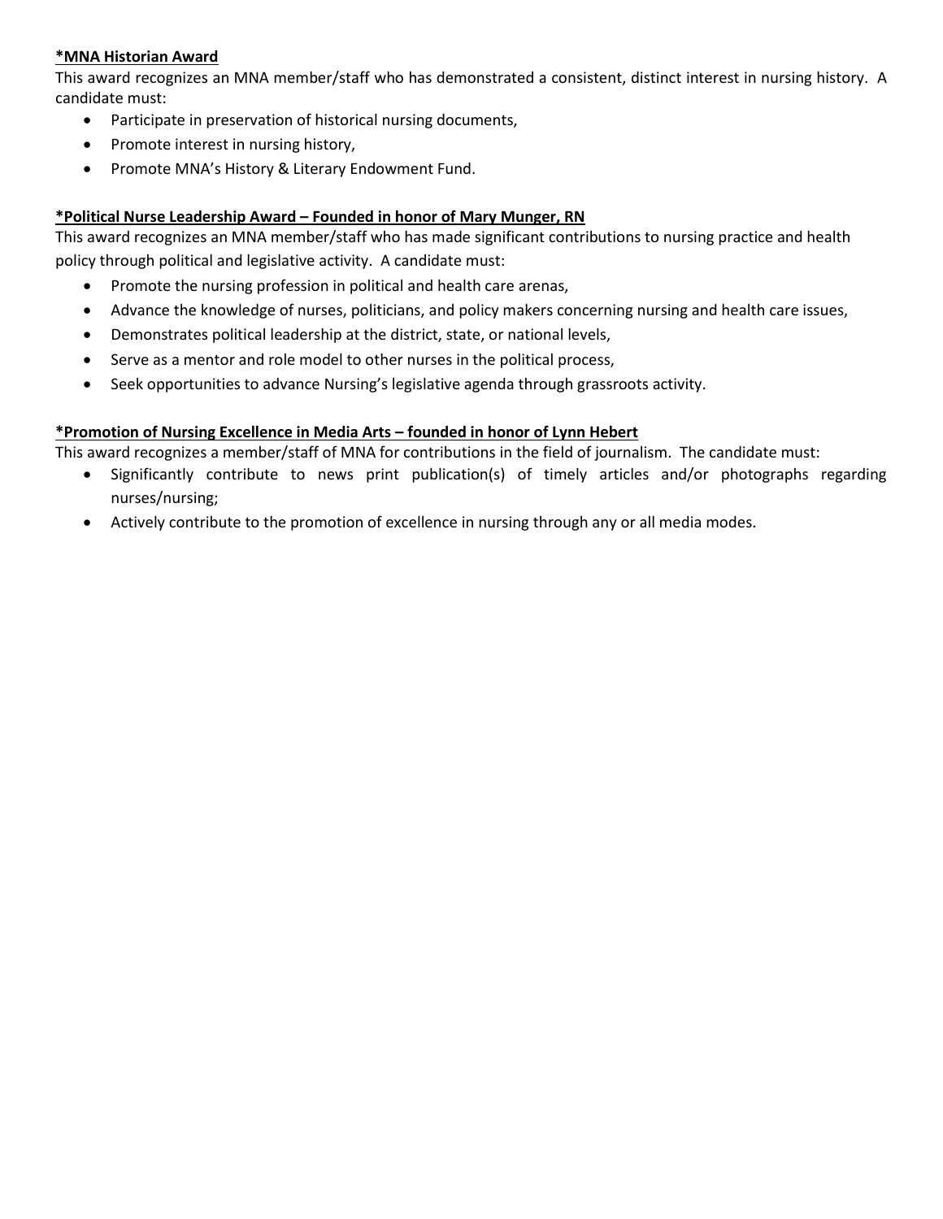**<u>*MNA Historian Award</u>**

This award recognizes an MNA member/staff who has demonstrated a consistent, distinct interest in nursing history. A candidate must:

- Participate in preservation of historical nursing documents,
- Promote interest in nursing history,
- Promote MNA's History & Literary Endowment Fund.

**<u>*Political Nurse Leadership Award – Founded in honor of Mary Munger, RN</u>**

This award recognizes an MNA member/staff who has made significant contributions to nursing practice and health policy through political and legislative activity. A candidate must:

- Promote the nursing profession in political and health care arenas,
- Advance the knowledge of nurses, politicians, and policy makers concerning nursing and health care issues,
- Demonstrates political leadership at the district, state, or national levels,
- Serve as a mentor and role model to other nurses in the political process,
- Seek opportunities to advance Nursing's legislative agenda through grassroots activity.

**<u>*Promotion of Nursing Excellence in Media Arts – founded in honor of Lynn Hebert</u>**

This award recognizes a member/staff of MNA for contributions in the field of journalism. The candidate must:

- Significantly contribute to news print publication(s) of timely articles and/or photographs regarding nurses/nursing;
- Actively contribute to the promotion of excellence in nursing through any or all media modes.